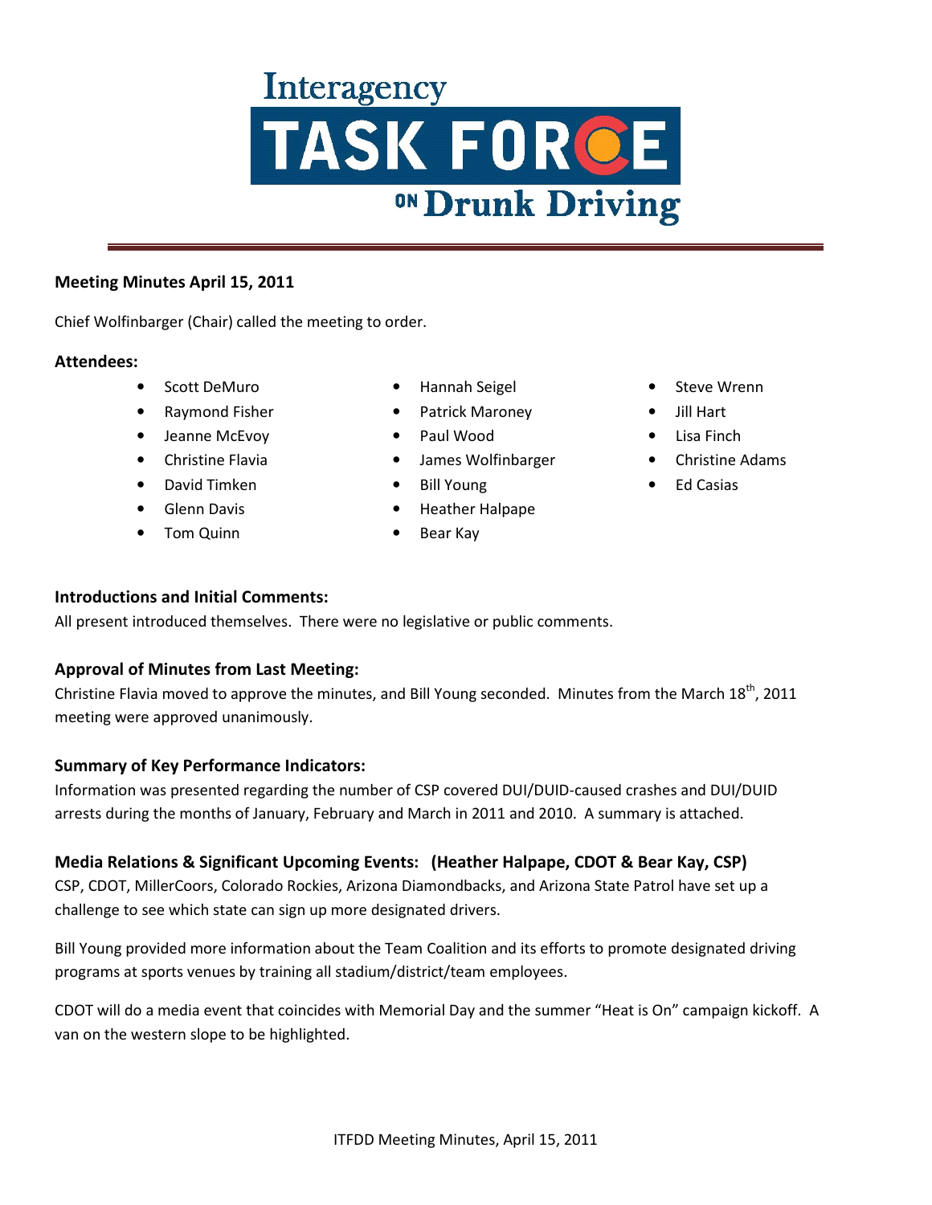# Interagency TASK FORCE ON Drunk Driving

**Meeting Minutes April 15, 2011**

Chief Wolfinbarger (Chair) called the meeting to order.

### Attendees:

- Scott DeMuro
- Raymond Fisher
- Jeanne McEvoy
- Christine Flavia
- David Timken
- Glenn Davis
- Tom Quinn
- Hannah Seigel
- Patrick Maroney
- Paul Wood
- James Wolfinbarger
- Bill Young
- Heather Halpape
- Bear Kay
- Steve Wrenn
- Jill Hart
- Lisa Finch
- Christine Adams
- Ed Casias

### Introductions and Initial Comments:

All present introduced themselves. There were no legislative or public comments.

### Approval of Minutes from Last Meeting:

Christine Flavia moved to approve the minutes, and Bill Young seconded. Minutes from the March 18th, 2011 meeting were approved unanimously.

### Summary of Key Performance Indicators:

Information was presented regarding the number of CSP covered DUI/DUID-caused crashes and DUI/DUID arrests during the months of January, February and March in 2011 and 2010. A summary is attached.

### Media Relations & Significant Upcoming Events: (Heather Halpape, CDOT & Bear Kay, CSP)

CSP, CDOT, MillerCoors, Colorado Rockies, Arizona Diamondbacks, and Arizona State Patrol have set up a challenge to see which state can sign up more designated drivers.

Bill Young provided more information about the Team Coalition and its efforts to promote designated driving programs at sports venues by training all stadium/district/team employees.

CDOT will do a media event that coincides with Memorial Day and the summer "Heat is On" campaign kickoff. A van on the western slope to be highlighted.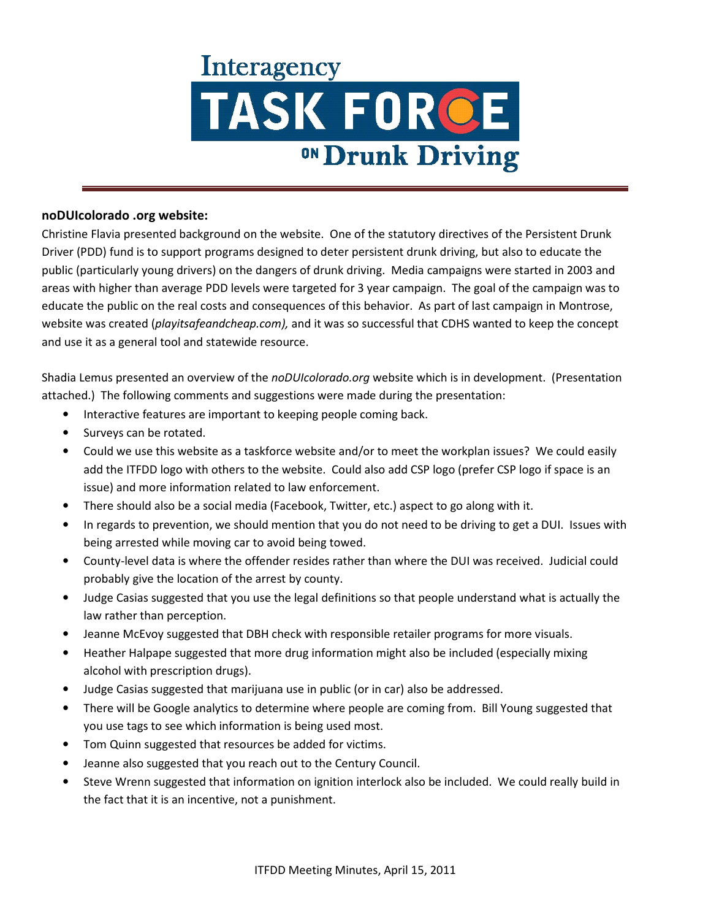### noDUIcolorado .org website:

Christine Flavia presented background on the website. One of the statutory directives of the Persistent Drunk Driver (PDD) fund is to support programs designed to deter persistent drunk driving, but also to educate the public (particularly young drivers) on the dangers of drunk driving. Media campaigns were started in 2003 and areas with higher than average PDD levels were targeted for 3 year campaign. The goal of the campaign was to educate the public on the real costs and consequences of this behavior. As part of last campaign in Montrose, website was created (*playitsafeandcheap.com),* and it was so successful that CDHS wanted to keep the concept and use it as a general tool and statewide resource.

Shadia Lemus presented an overview of the *noDUIcolorado.org* website which is in development. (Presentation attached.) The following comments and suggestions were made during the presentation:

- Interactive features are important to keeping people coming back.
- Surveys can be rotated.
- Could we use this website as a taskforce website and/or to meet the workplan issues? We could easily add the ITFDD logo with others to the website. Could also add CSP logo (prefer CSP logo if space is an issue) and more information related to law enforcement.
- There should also be a social media (Facebook, Twitter, etc.) aspect to go along with it.
- In regards to prevention, we should mention that you do not need to be driving to get a DUI. Issues with being arrested while moving car to avoid being towed.
- County-level data is where the offender resides rather than where the DUI was received. Judicial could probably give the location of the arrest by county.
- Judge Casias suggested that you use the legal definitions so that people understand what is actually the law rather than perception.
- Jeanne McEvoy suggested that DBH check with responsible retailer programs for more visuals.
- Heather Halpape suggested that more drug information might also be included (especially mixing alcohol with prescription drugs).
- Judge Casias suggested that marijuana use in public (or in car) also be addressed.
- There will be Google analytics to determine where people are coming from. Bill Young suggested that you use tags to see which information is being used most.
- Tom Quinn suggested that resources be added for victims.
- Jeanne also suggested that you reach out to the Century Council.
- Steve Wrenn suggested that information on ignition interlock also be included. We could really build in the fact that it is an incentive, not a punishment.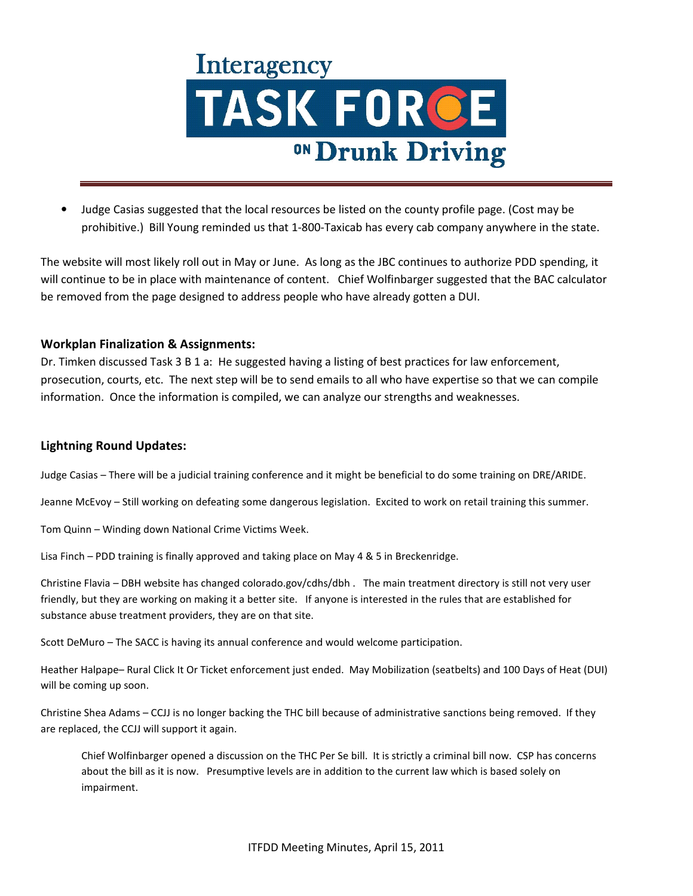- Judge Casias suggested that the local resources be listed on the county profile page. (Cost may be prohibitive.) Bill Young reminded us that 1-800-Taxicab has every cab company anywhere in the state.

The website will most likely roll out in May or June. As long as the JBC continues to authorize PDD spending, it will continue to be in place with maintenance of content. Chief Wolfinbarger suggested that the BAC calculator be removed from the page designed to address people who have already gotten a DUI.

### Workplan Finalization & Assignments:

Dr. Timken discussed Task 3 B 1 a: He suggested having a listing of best practices for law enforcement, prosecution, courts, etc. The next step will be to send emails to all who have expertise so that we can compile information. Once the information is compiled, we can analyze our strengths and weaknesses.

### Lightning Round Updates:

Judge Casias – There will be a judicial training conference and it might be beneficial to do some training on DRE/ARIDE.

Jeanne McEvoy – Still working on defeating some dangerous legislation. Excited to work on retail training this summer.

Tom Quinn – Winding down National Crime Victims Week.

Lisa Finch – PDD training is finally approved and taking place on May 4 & 5 in Breckenridge.

Christine Flavia – DBH website has changed colorado.gov/cdhs/dbh . The main treatment directory is still not very user friendly, but they are working on making it a better site. If anyone is interested in the rules that are established for substance abuse treatment providers, they are on that site.

Scott DeMuro – The SACC is having its annual conference and would welcome participation.

Heather Halpape– Rural Click It Or Ticket enforcement just ended. May Mobilization (seatbelts) and 100 Days of Heat (DUI) will be coming up soon.

Christine Shea Adams – CCJJ is no longer backing the THC bill because of administrative sanctions being removed. If they are replaced, the CCJJ will support it again.

> Chief Wolfinbarger opened a discussion on the THC Per Se bill. It is strictly a criminal bill now. CSP has concerns about the bill as it is now. Presumptive levels are in addition to the current law which is based solely on impairment.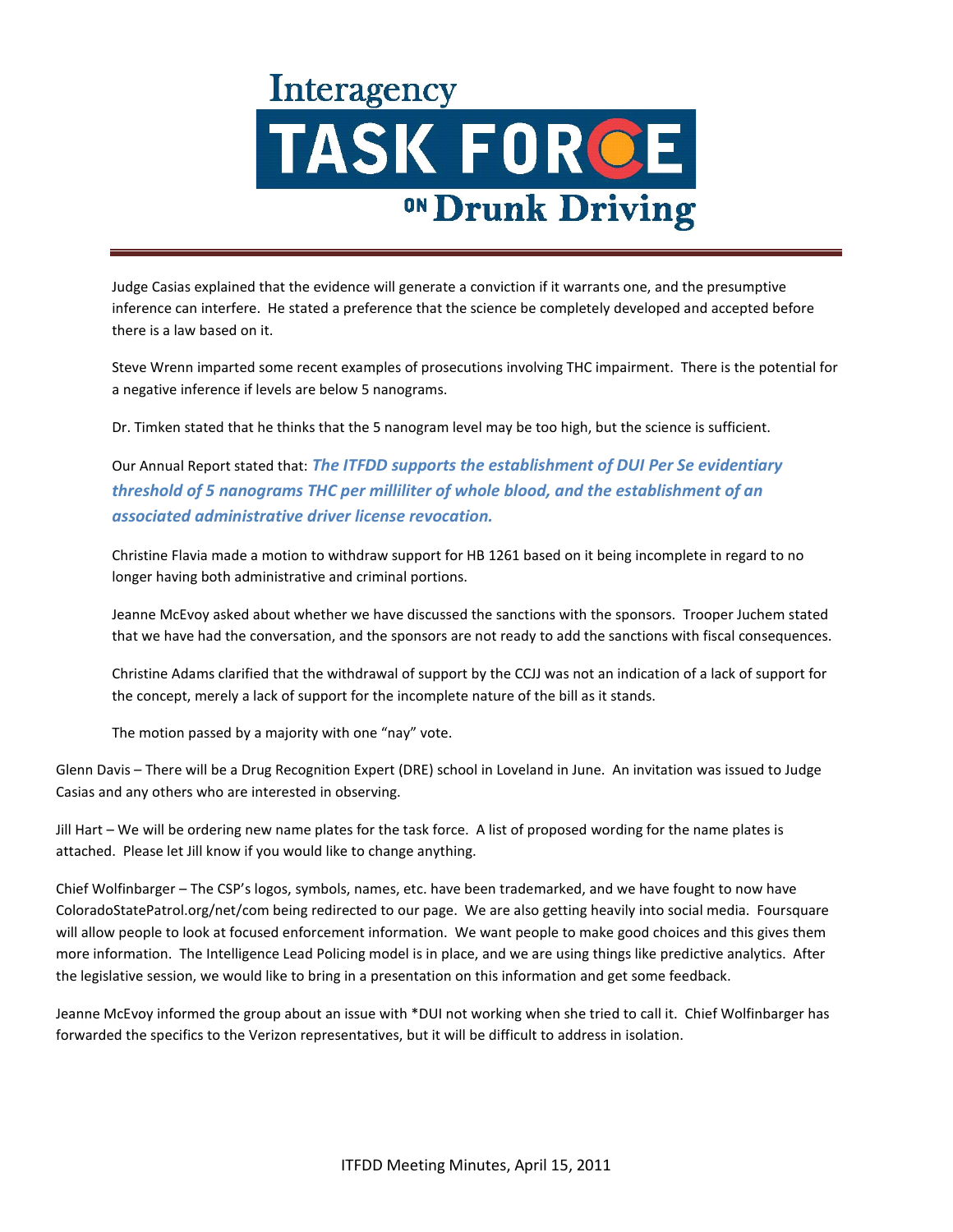Judge Casias explained that the evidence will generate a conviction if it warrants one, and the presumptive inference can interfere. He stated a preference that the science be completely developed and accepted before there is a law based on it.

Steve Wrenn imparted some recent examples of prosecutions involving THC impairment. There is the potential for a negative inference if levels are below 5 nanograms.

Dr. Timken stated that he thinks that the 5 nanogram level may be too high, but the science is sufficient.

Our Annual Report stated that: ***The ITFDD supports the establishment of DUI Per Se evidentiary threshold of 5 nanograms THC per milliliter of whole blood, and the establishment of an associated administrative driver license revocation.***

Christine Flavia made a motion to withdraw support for HB 1261 based on it being incomplete in regard to no longer having both administrative and criminal portions.

Jeanne McEvoy asked about whether we have discussed the sanctions with the sponsors. Trooper Juchem stated that we have had the conversation, and the sponsors are not ready to add the sanctions with fiscal consequences.

Christine Adams clarified that the withdrawal of support by the CCJJ was not an indication of a lack of support for the concept, merely a lack of support for the incomplete nature of the bill as it stands.

The motion passed by a majority with one "nay" vote.

Glenn Davis – There will be a Drug Recognition Expert (DRE) school in Loveland in June. An invitation was issued to Judge Casias and any others who are interested in observing.

Jill Hart – We will be ordering new name plates for the task force. A list of proposed wording for the name plates is attached. Please let Jill know if you would like to change anything.

Chief Wolfinbarger – The CSP's logos, symbols, names, etc. have been trademarked, and we have fought to now have ColoradoStatePatrol.org/net/com being redirected to our page. We are also getting heavily into social media. Foursquare will allow people to look at focused enforcement information. We want people to make good choices and this gives them more information. The Intelligence Lead Policing model is in place, and we are using things like predictive analytics. After the legislative session, we would like to bring in a presentation on this information and get some feedback.

Jeanne McEvoy informed the group about an issue with *DUI not working when she tried to call it. Chief Wolfinbarger has forwarded the specifics to the Verizon representatives, but it will be difficult to address in isolation.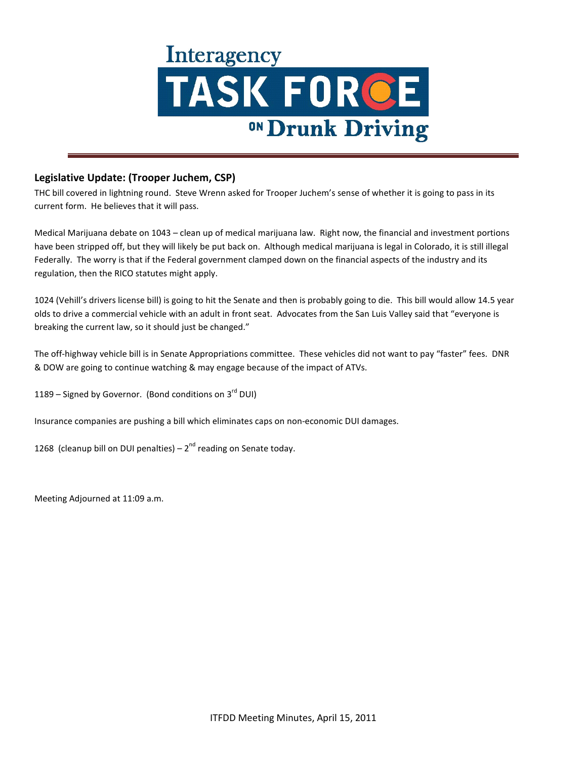## Legislative Update: (Trooper Juchem, CSP)

THC bill covered in lightning round. Steve Wrenn asked for Trooper Juchem's sense of whether it is going to pass in its current form. He believes that it will pass.

Medical Marijuana debate on 1043 – clean up of medical marijuana law. Right now, the financial and investment portions have been stripped off, but they will likely be put back on. Although medical marijuana is legal in Colorado, it is still illegal Federally. The worry is that if the Federal government clamped down on the financial aspects of the industry and its regulation, then the RICO statutes might apply.

1024 (Vehill's drivers license bill) is going to hit the Senate and then is probably going to die. This bill would allow 14.5 year olds to drive a commercial vehicle with an adult in front seat. Advocates from the San Luis Valley said that "everyone is breaking the current law, so it should just be changed."

The off-highway vehicle bill is in Senate Appropriations committee. These vehicles did not want to pay "faster" fees. DNR & DOW are going to continue watching & may engage because of the impact of ATVs.

1189 – Signed by Governor. (Bond conditions on 3rd DUI)

Insurance companies are pushing a bill which eliminates caps on non-economic DUI damages.

1268 (cleanup bill on DUI penalties) – 2nd reading on Senate today.

Meeting Adjourned at 11:09 a.m.